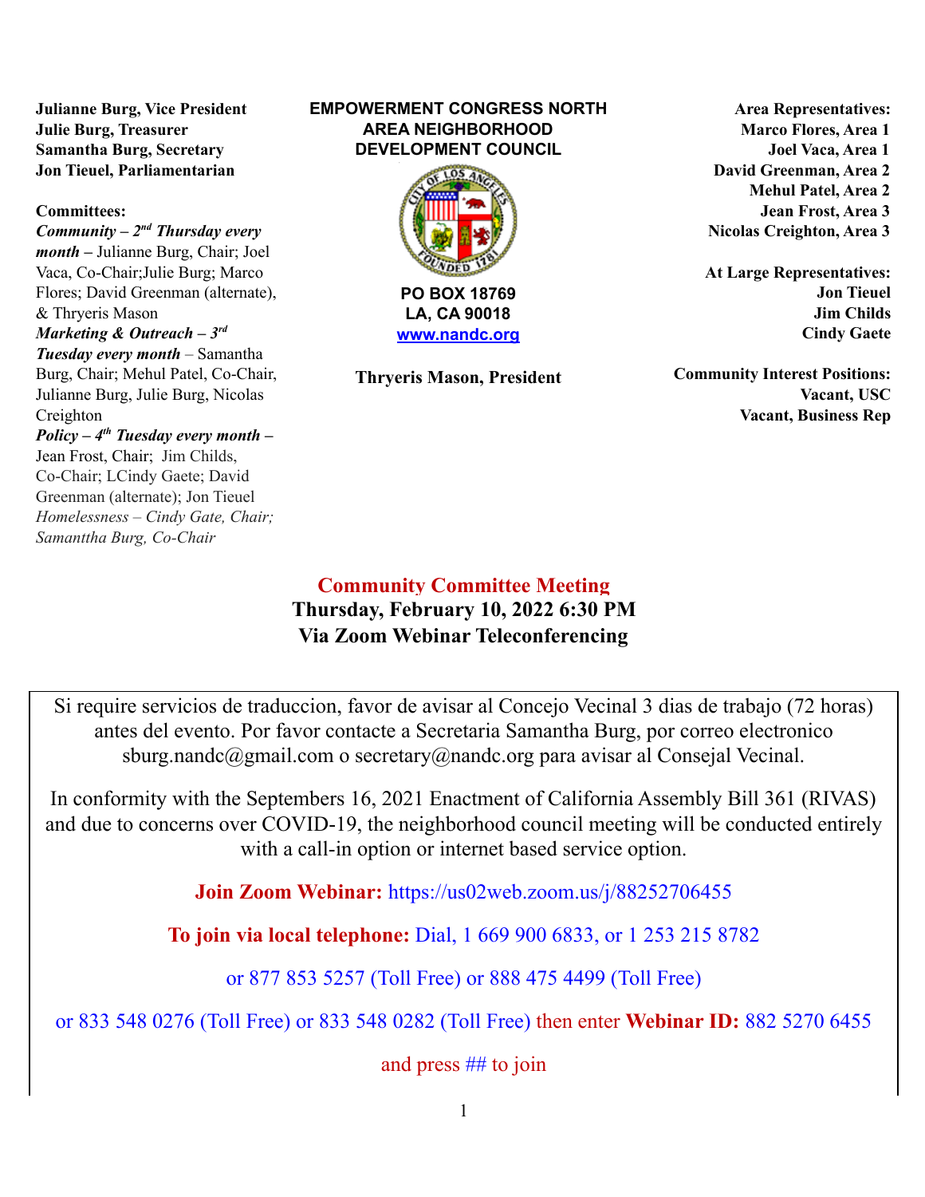**Julianne Burg, Vice President**
**Julie Burg, Treasurer**
**Samantha Burg, Secretary**
**Jon Tieuel, Parliamentarian**

**Committees:**

***Community – 2nd Thursday every month –*** Julianne Burg, Chair; Joel Vaca, Co-Chair;Julie Burg; Marco Flores; David Greenman (alternate), & Thryeris Mason

***Marketing & Outreach – 3rd Tuesday every month*** – Samantha Burg, Chair; Mehul Patel, Co-Chair, Julianne Burg, Julie Burg, Nicolas Creighton

***Policy – 4th Tuesday every month –*** Jean Frost, Chair; Jim Childs, Co-Chair; LCindy Gaete; David Greenman (alternate); Jon Tieuel

*Homelessness – Cindy Gate, Chair; Samanttha Burg, Co-Chair*

**EMPOWERMENT CONGRESS NORTH AREA NEIGHBORHOOD DEVELOPMENT COUNCIL**

**PO BOX 18769**
**LA, CA 90018**
**www.nandc.org**

**Thryeris Mason, President**

**Area Representatives:**
**Marco Flores, Area 1**
**Joel Vaca, Area 1**
**David Greenman, Area 2**
**Mehul Patel, Area 2**
**Jean Frost, Area 3**
**Nicolas Creighton, Area 3**

**At Large Representatives:**
**Jon Tieuel**
**Jim Childs**
**Cindy Gaete**

**Community Interest Positions:**
**Vacant, USC**
**Vacant, Business Rep**

## Community Committee Meeting
## Thursday, February 10, 2022 6:30 PM
## Via Zoom Webinar Teleconferencing

Si require servicios de traduccion, favor de avisar al Concejo Vecinal 3 dias de trabajo (72 horas) antes del evento. Por favor contacte a Secretaria Samantha Burg, por correo electronico sburg.nandc@gmail.com o secretary@nandc.org para avisar al Consejal Vecinal.

In conformity with the Septembers 16, 2021 Enactment of California Assembly Bill 361 (RIVAS) and due to concerns over COVID-19, the neighborhood council meeting will be conducted entirely with a call-in option or internet based service option.

**Join Zoom Webinar:** https://us02web.zoom.us/j/88252706455

**To join via local telephone:** Dial, 1 669 900 6833, or 1 253 215 8782

or 877 853 5257 (Toll Free) or 888 475 4499 (Toll Free)

or 833 548 0276 (Toll Free) or 833 548 0282 (Toll Free) then enter **Webinar ID:** 882 5270 6455

and press ## to join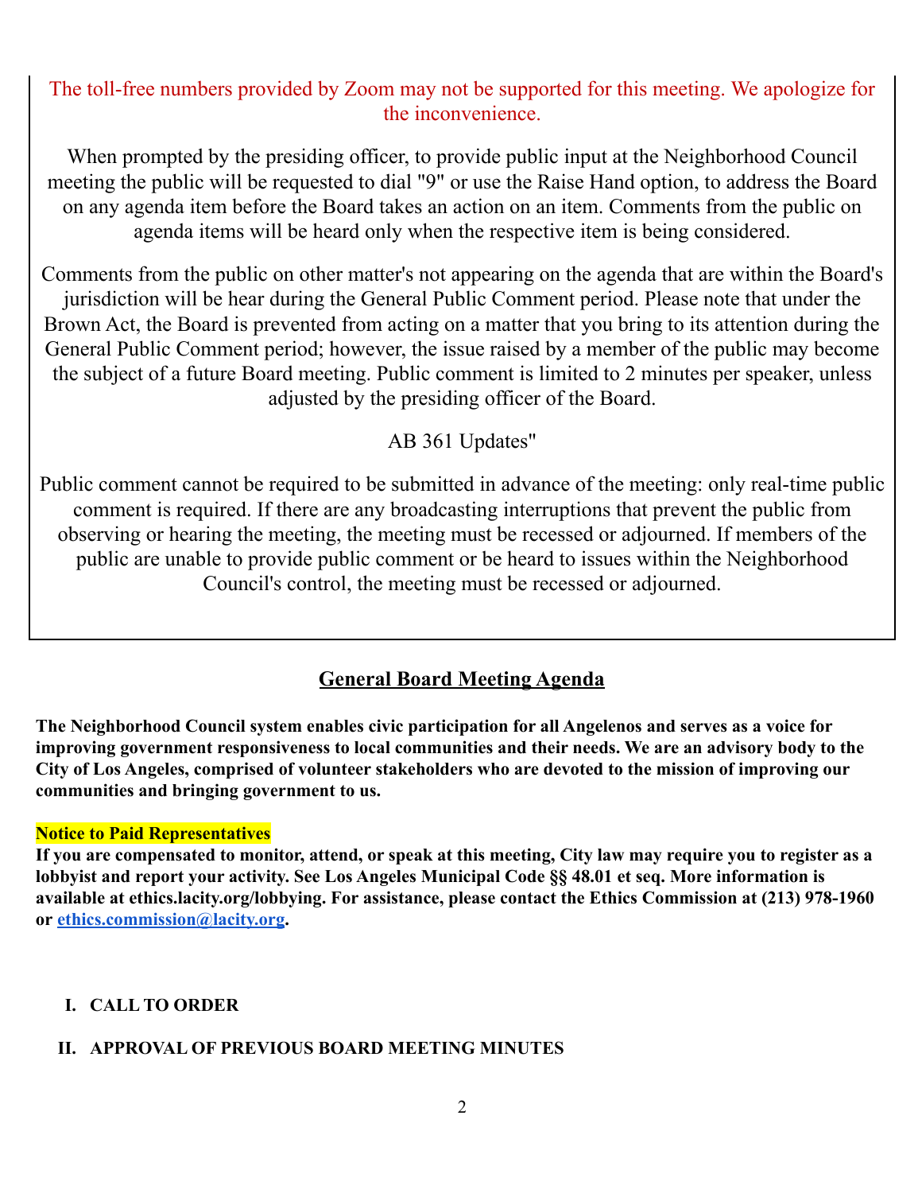The toll-free numbers provided by Zoom may not be supported for this meeting. We apologize for the inconvenience.

When prompted by the presiding officer, to provide public input at the Neighborhood Council meeting the public will be requested to dial "9" or use the Raise Hand option, to address the Board on any agenda item before the Board takes an action on an item. Comments from the public on agenda items will be heard only when the respective item is being considered.

Comments from the public on other matter's not appearing on the agenda that are within the Board's jurisdiction will be hear during the General Public Comment period. Please note that under the Brown Act, the Board is prevented from acting on a matter that you bring to its attention during the General Public Comment period; however, the issue raised by a member of the public may become the subject of a future Board meeting. Public comment is limited to 2 minutes per speaker, unless adjusted by the presiding officer of the Board.

AB 361 Updates"

Public comment cannot be required to be submitted in advance of the meeting: only real-time public comment is required. If there are any broadcasting interruptions that prevent the public from observing or hearing the meeting, the meeting must be recessed or adjourned. If members of the public are unable to provide public comment or be heard to issues within the Neighborhood Council's control, the meeting must be recessed or adjourned.

## General Board Meeting Agenda

**The Neighborhood Council system enables civic participation for all Angelenos and serves as a voice for improving government responsiveness to local communities and their needs. We are an advisory body to the City of Los Angeles, comprised of volunteer stakeholders who are devoted to the mission of improving our communities and bringing government to us.**

**Notice to Paid Representatives**

**If you are compensated to monitor, attend, or speak at this meeting, City law may require you to register as a lobbyist and report your activity. See Los Angeles Municipal Code §§ 48.01 et seq. More information is available at ethics.lacity.org/lobbying. For assistance, please contact the Ethics Commission at (213) 978-1960 or ethics.commission@lacity.org.**

I. **CALL TO ORDER**

II. **APPROVAL OF PREVIOUS BOARD MEETING MINUTES**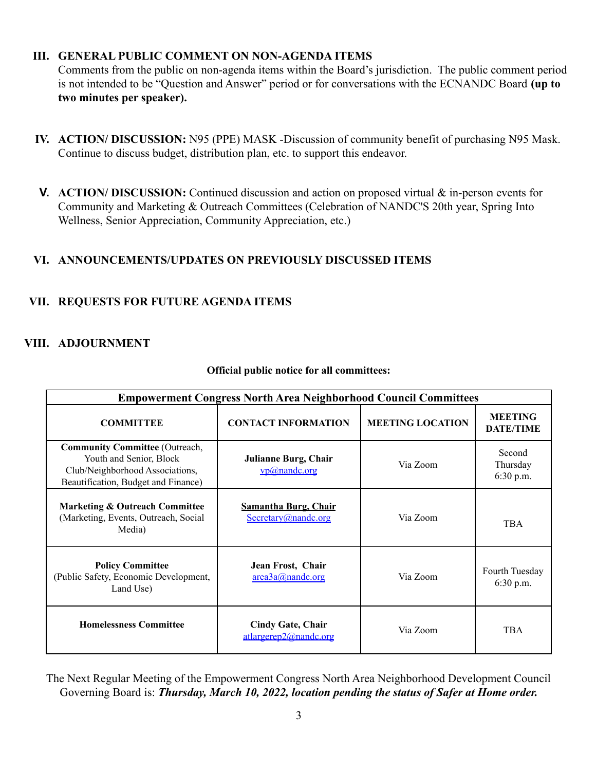**III. GENERAL PUBLIC COMMENT ON NON-AGENDA ITEMS**
Comments from the public on non-agenda items within the Board's jurisdiction. The public comment period is not intended to be "Question and Answer" period or for conversations with the ECNANDC Board **(up to two minutes per speaker).**

**IV. ACTION/ DISCUSSION:** N95 (PPE) MASK -Discussion of community benefit of purchasing N95 Mask. Continue to discuss budget, distribution plan, etc. to support this endeavor.

**V. ACTION/ DISCUSSION:** Continued discussion and action on proposed virtual & in-person events for Community and Marketing & Outreach Committees (Celebration of NANDC'S 20th year, Spring Into Wellness, Senior Appreciation, Community Appreciation, etc.)

**VI. ANNOUNCEMENTS/UPDATES ON PREVIOUSLY DISCUSSED ITEMS**

**VII. REQUESTS FOR FUTURE AGENDA ITEMS**

**VIII. ADJOURNMENT**

**Official public notice for all committees:**

| **Empowerment Congress North Area Neighborhood Council Committees** | | | |
|---|---|---|---|
| **COMMITTEE** | **CONTACT INFORMATION** | **MEETING LOCATION** | **MEETING DATE/TIME** |
| **Community Committee** (Outreach, Youth and Senior, Block Club/Neighborhood Associations, Beautification, Budget and Finance) | **Julianne Burg, Chair** vp@nandc.org | Via Zoom | Second Thursday 6:30 p.m. |
| **Marketing & Outreach Committee** (Marketing, Events, Outreach, Social Media) | **Samantha Burg, Chair** Secretary@nandc.org | Via Zoom | TBA |
| **Policy Committee** (Public Safety, Economic Development, Land Use) | **Jean Frost, Chair** area3a@nandc.org | Via Zoom | Fourth Tuesday 6:30 p.m. |
| **Homelessness Committee** | **Cindy Gate, Chair** atlargerep2@nandc.org | Via Zoom | TBA |

The Next Regular Meeting of the Empowerment Congress North Area Neighborhood Development Council Governing Board is: ***Thursday, March 10, 2022, location pending the status of Safer at Home order.***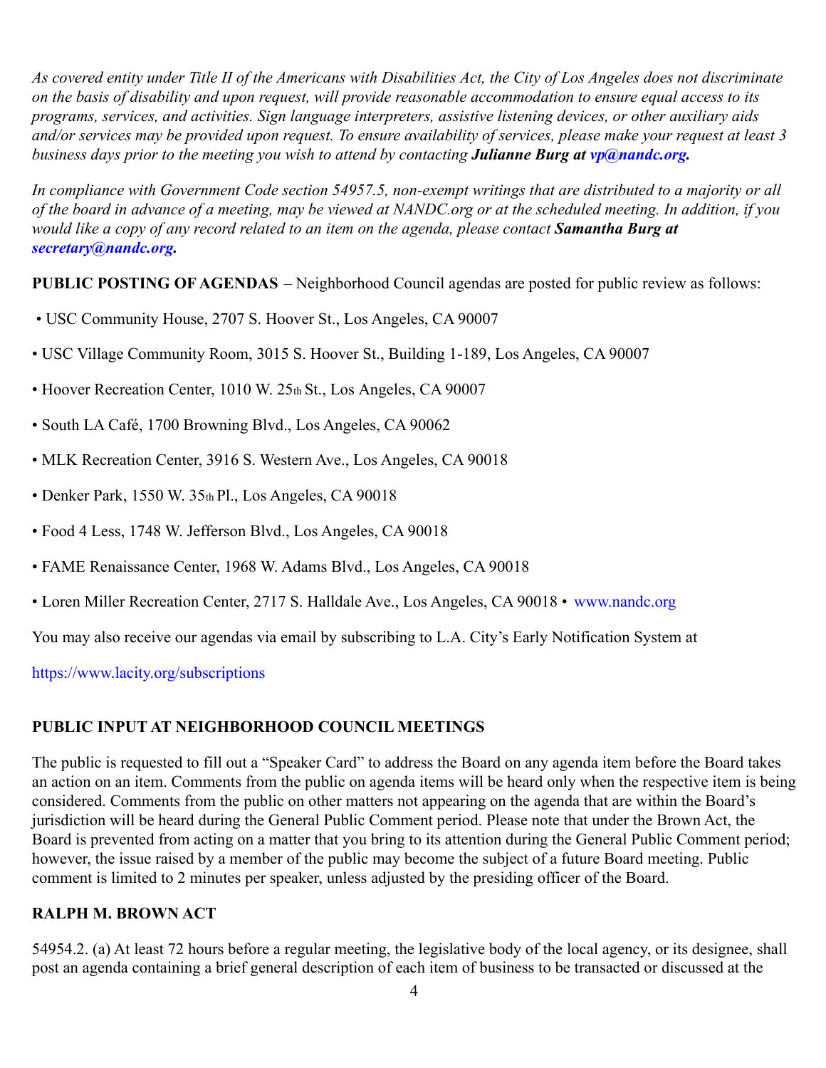*As covered entity under Title II of the Americans with Disabilities Act, the City of Los Angeles does not discriminate on the basis of disability and upon request, will provide reasonable accommodation to ensure equal access to its programs, services, and activities. Sign language interpreters, assistive listening devices, or other auxiliary aids and/or services may be provided upon request. To ensure availability of services, please make your request at least 3 business days prior to the meeting you wish to attend by contacting* ***Julianne Burg at vp@nandc.org.***

*In compliance with Government Code section 54957.5, non-exempt writings that are distributed to a majority or all of the board in advance of a meeting, may be viewed at NANDC.org or at the scheduled meeting. In addition, if you would like a copy of any record related to an item on the agenda, please contact* ***Samantha Burg at secretary@nandc.org.***

**PUBLIC POSTING OF AGENDAS** – Neighborhood Council agendas are posted for public review as follows:

- USC Community House, 2707 S. Hoover St., Los Angeles, CA 90007
- USC Village Community Room, 3015 S. Hoover St., Building 1-189, Los Angeles, CA 90007
- Hoover Recreation Center, 1010 W. 25th St., Los Angeles, CA 90007
- South LA Café, 1700 Browning Blvd., Los Angeles, CA 90062
- MLK Recreation Center, 3916 S. Western Ave., Los Angeles, CA 90018
- Denker Park, 1550 W. 35th Pl., Los Angeles, CA 90018
- Food 4 Less, 1748 W. Jefferson Blvd., Los Angeles, CA 90018
- FAME Renaissance Center, 1968 W. Adams Blvd., Los Angeles, CA 90018
- Loren Miller Recreation Center, 2717 S. Halldale Ave., Los Angeles, CA 90018 • www.nandc.org

You may also receive our agendas via email by subscribing to L.A. City's Early Notification System at

https://www.lacity.org/subscriptions

## PUBLIC INPUT AT NEIGHBORHOOD COUNCIL MEETINGS

The public is requested to fill out a "Speaker Card" to address the Board on any agenda item before the Board takes an action on an item. Comments from the public on agenda items will be heard only when the respective item is being considered. Comments from the public on other matters not appearing on the agenda that are within the Board's jurisdiction will be heard during the General Public Comment period. Please note that under the Brown Act, the Board is prevented from acting on a matter that you bring to its attention during the General Public Comment period; however, the issue raised by a member of the public may become the subject of a future Board meeting. Public comment is limited to 2 minutes per speaker, unless adjusted by the presiding officer of the Board.

## RALPH M. BROWN ACT

54954.2. (a) At least 72 hours before a regular meeting, the legislative body of the local agency, or its designee, shall post an agenda containing a brief general description of each item of business to be transacted or discussed at the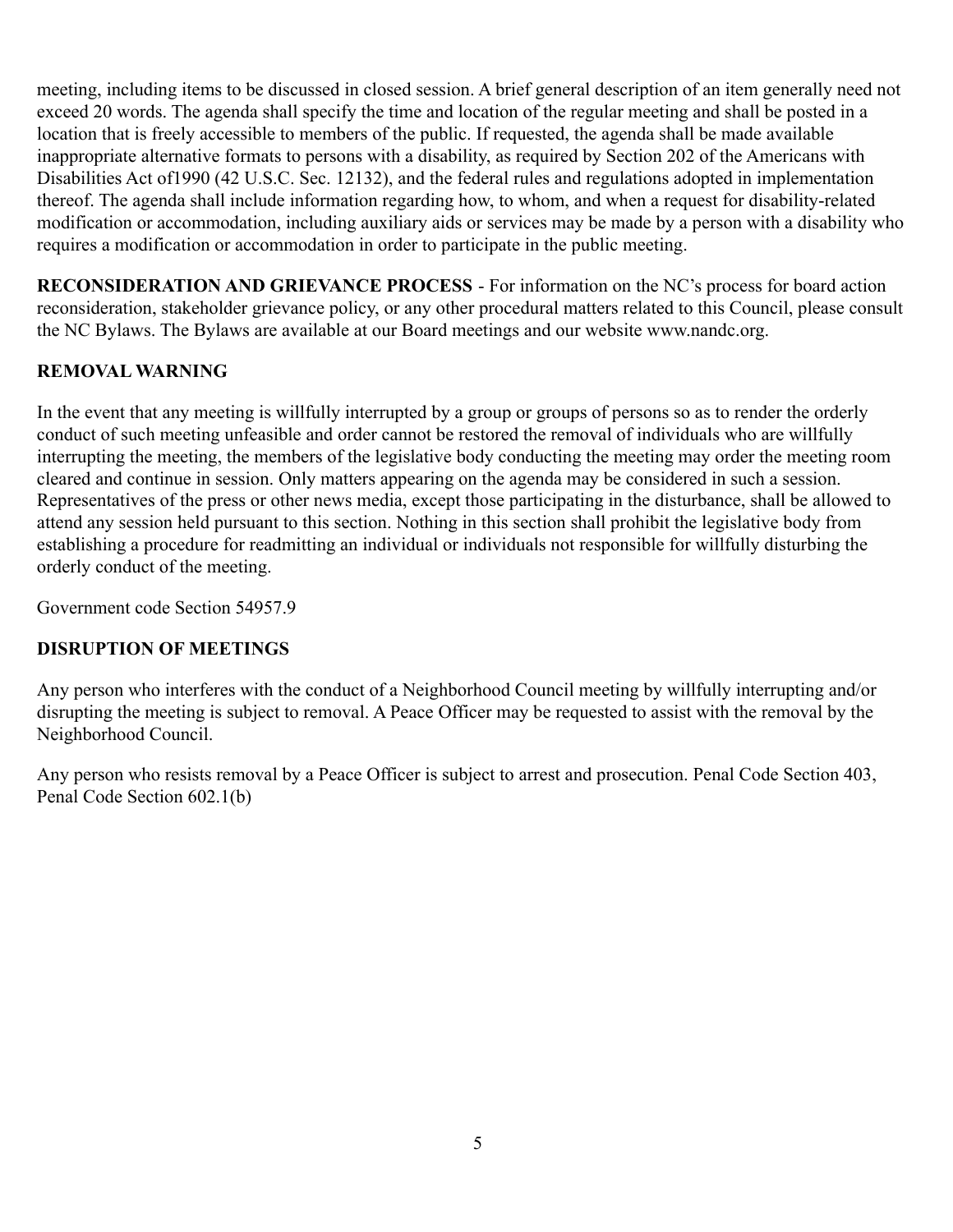meeting, including items to be discussed in closed session. A brief general description of an item generally need not exceed 20 words. The agenda shall specify the time and location of the regular meeting and shall be posted in a location that is freely accessible to members of the public. If requested, the agenda shall be made available inappropriate alternative formats to persons with a disability, as required by Section 202 of the Americans with Disabilities Act of1990 (42 U.S.C. Sec. 12132), and the federal rules and regulations adopted in implementation thereof. The agenda shall include information regarding how, to whom, and when a request for disability-related modification or accommodation, including auxiliary aids or services may be made by a person with a disability who requires a modification or accommodation in order to participate in the public meeting.

**RECONSIDERATION AND GRIEVANCE PROCESS** - For information on the NC's process for board action reconsideration, stakeholder grievance policy, or any other procedural matters related to this Council, please consult the NC Bylaws. The Bylaws are available at our Board meetings and our website www.nandc.org.

**REMOVAL WARNING**

In the event that any meeting is willfully interrupted by a group or groups of persons so as to render the orderly conduct of such meeting unfeasible and order cannot be restored the removal of individuals who are willfully interrupting the meeting, the members of the legislative body conducting the meeting may order the meeting room cleared and continue in session. Only matters appearing on the agenda may be considered in such a session. Representatives of the press or other news media, except those participating in the disturbance, shall be allowed to attend any session held pursuant to this section. Nothing in this section shall prohibit the legislative body from establishing a procedure for readmitting an individual or individuals not responsible for willfully disturbing the orderly conduct of the meeting.

Government code Section 54957.9

**DISRUPTION OF MEETINGS**

Any person who interferes with the conduct of a Neighborhood Council meeting by willfully interrupting and/or disrupting the meeting is subject to removal. A Peace Officer may be requested to assist with the removal by the Neighborhood Council.

Any person who resists removal by a Peace Officer is subject to arrest and prosecution. Penal Code Section 403, Penal Code Section 602.1(b)